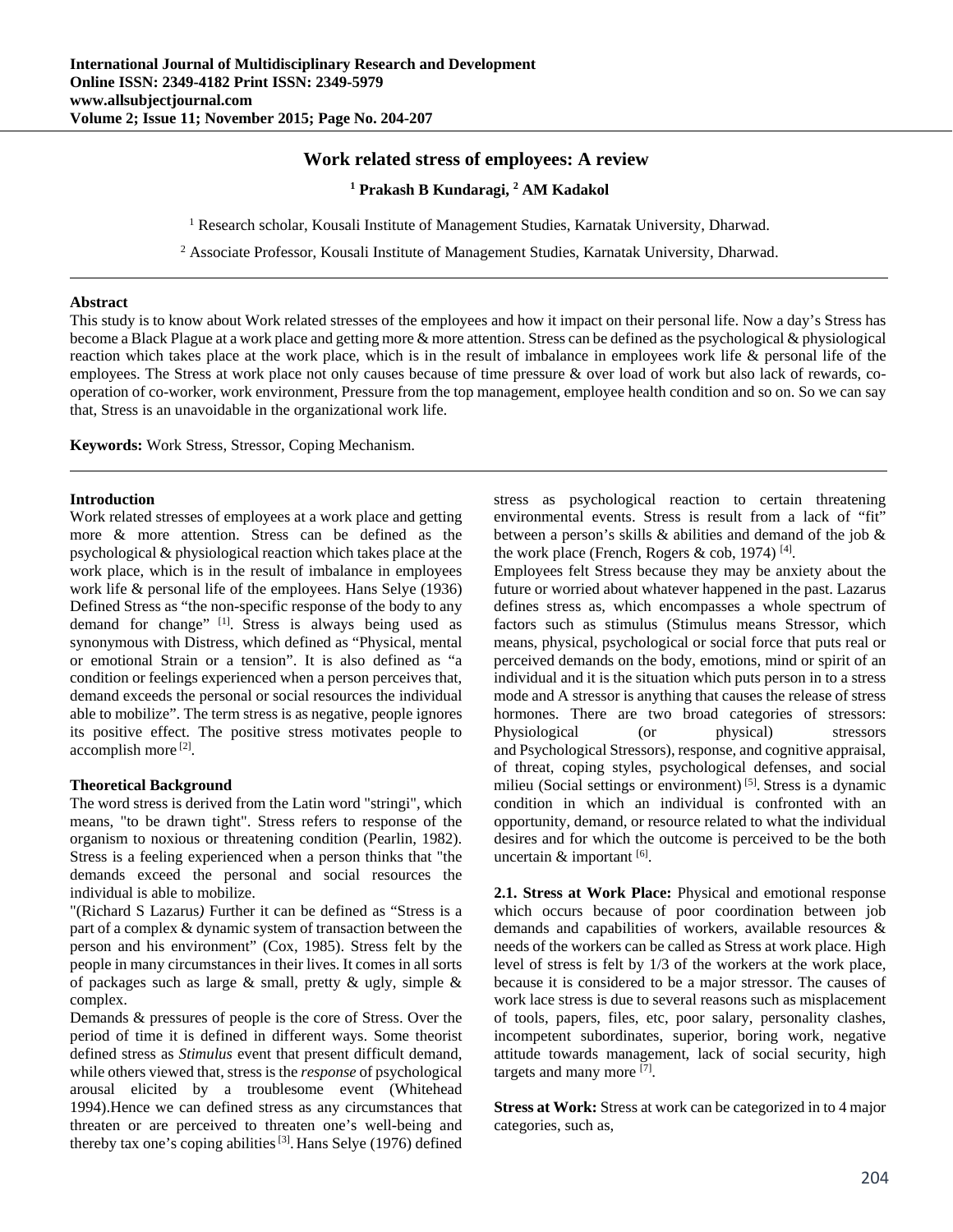# Work related stress of employees: A review

**[1] Prakash B Kundaragi, [2] AM Kadakol**

[1] Research scholar, Kousali Institute of Management Studies, Karnatak University, Dharwad.

[2] Associate Professor, Kousali Institute of Management Studies, Karnatak University, Dharwad.

---

**Abstract**

This study is to know about Work related stresses of the employees and how it impact on their personal life. Now a day's Stress has become a Black Plague at a work place and getting more & more attention. Stress can be defined as the psychological & physiological reaction which takes place at the work place, which is in the result of imbalance in employees work life & personal life of the employees. The Stress at work place not only causes because of time pressure & over load of work but also lack of rewards, co-operation of co-worker, work environment, Pressure from the top management, employee health condition and so on. So we can say that, Stress is an unavoidable in the organizational work life.

**Keywords:** Work Stress, Stressor, Coping Mechanism.

---

## Introduction

Work related stresses of employees at a work place and getting more & more attention. Stress can be defined as the psychological & physiological reaction which takes place at the work place, which is in the result of imbalance in employees work life & personal life of the employees. Hans Selye (1936) Defined Stress as "the non-specific response of the body to any demand for change" [1]. Stress is always being used as synonymous with Distress, which defined as "Physical, mental or emotional Strain or a tension". It is also defined as "a condition or feelings experienced when a person perceives that, demand exceeds the personal or social resources the individual able to mobilize". The term stress is as negative, people ignores its positive effect. The positive stress motivates people to accomplish more [2].

## Theoretical Background

The word stress is derived from the Latin word "stringi", which means, "to be drawn tight". Stress refers to response of the organism to noxious or threatening condition (Pearlin, 1982). Stress is a feeling experienced when a person thinks that "the demands exceed the personal and social resources the individual is able to mobilize.

"(Richard S Lazarus*)* Further it can be defined as "Stress is a part of a complex & dynamic system of transaction between the person and his environment" (Cox, 1985). Stress felt by the people in many circumstances in their lives. It comes in all sorts of packages such as large & small, pretty & ugly, simple & complex.

Demands & pressures of people is the core of Stress. Over the period of time it is defined in different ways. Some theorist defined stress as *Stimulus* event that present difficult demand, while others viewed that, stress is the *response* of psychological arousal elicited by a troublesome event (Whitehead 1994).Hence we can defined stress as any circumstances that threaten or are perceived to threaten one's well-being and thereby tax one's coping abilities [3]. Hans Selye (1976) defined stress as psychological reaction to certain threatening environmental events. Stress is result from a lack of "fit" between a person's skills & abilities and demand of the job & the work place (French, Rogers & cob, 1974) [4].

Employees felt Stress because they may be anxiety about the future or worried about whatever happened in the past. Lazarus defines stress as, which encompasses a whole spectrum of factors such as stimulus (Stimulus means Stressor, which means, physical, psychological or social force that puts real or perceived demands on the body, emotions, mind or spirit of an individual and it is the situation which puts person in to a stress mode and A stressor is anything that causes the release of stress hormones. There are two broad categories of stressors: Physiological (or physical) stressors and Psychological Stressors), response, and cognitive appraisal, of threat, coping styles, psychological defenses, and social milieu (Social settings or environment) [5]. Stress is a dynamic condition in which an individual is confronted with an opportunity, demand, or resource related to what the individual desires and for which the outcome is perceived to be the both uncertain & important [6].

**2.1. Stress at Work Place:** Physical and emotional response which occurs because of poor coordination between job demands and capabilities of workers, available resources & needs of the workers can be called as Stress at work place. High level of stress is felt by 1/3 of the workers at the work place, because it is considered to be a major stressor. The causes of work lace stress is due to several reasons such as misplacement of tools, papers, files, etc, poor salary, personality clashes, incompetent subordinates, superior, boring work, negative attitude towards management, lack of social security, high targets and many more [7].

**Stress at Work:** Stress at work can be categorized in to 4 major categories, such as,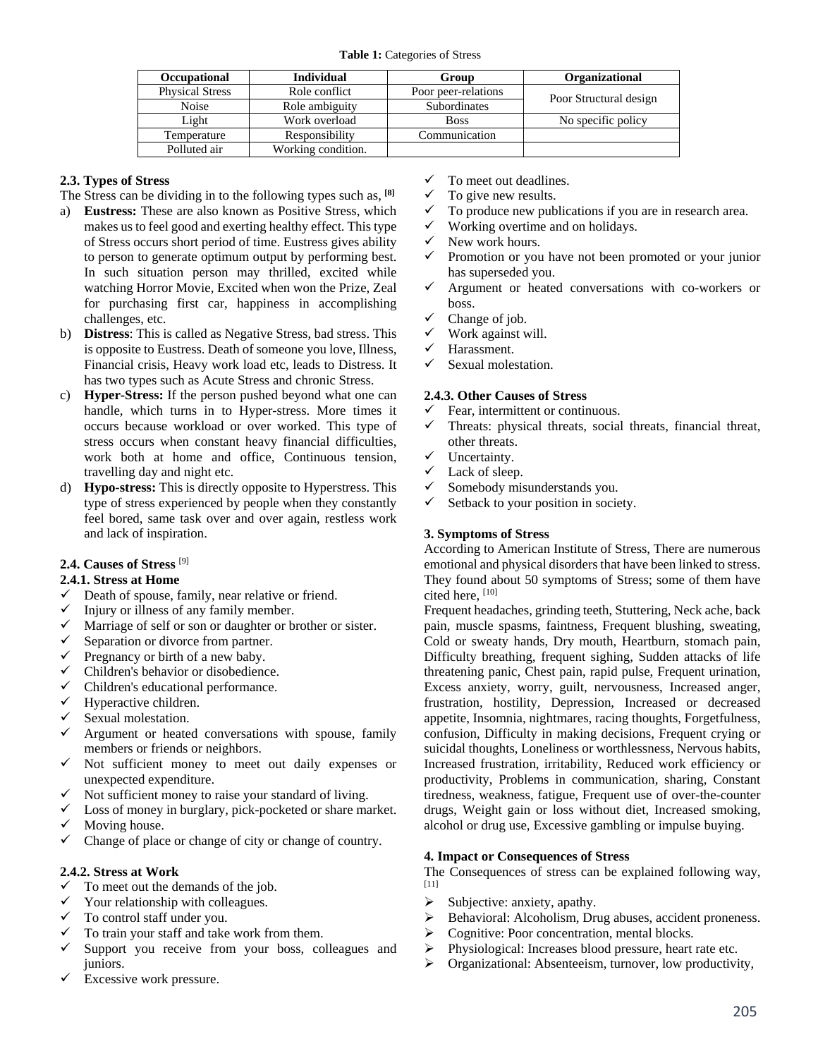**Table 1:** Categories of Stress

| Occupational | Individual | Group | Organizational |
|---|---|---|---|
| Physical Stress | Role conflict | Poor peer-relations | Poor Structural design |
| Noise | Role ambiguity | Subordinates | |
| Light | Work overload | Boss | No specific policy |
| Temperature | Responsibility | Communication | |
| Polluted air | Working condition. | | |

### 2.3. Types of Stress

The Stress can be dividing in to the following types such as, [8]

a) **Eustress:** These are also known as Positive Stress, which makes us to feel good and exerting healthy effect. This type of Stress occurs short period of time. Eustress gives ability to person to generate optimum output by performing best. In such situation person may thrilled, excited while watching Horror Movie, Excited when won the Prize, Zeal for purchasing first car, happiness in accomplishing challenges, etc.
b) **Distress**: This is called as Negative Stress, bad stress. This is opposite to Eustress. Death of someone you love, Illness, Financial crisis, Heavy work load etc, leads to Distress. It has two types such as Acute Stress and chronic Stress.
c) **Hyper-Stress:** If the person pushed beyond what one can handle, which turns in to Hyper-stress. More times it occurs because workload or over worked. This type of stress occurs when constant heavy financial difficulties, work both at home and office, Continuous tension, travelling day and night etc.
d) **Hypo-stress:** This is directly opposite to Hyperstress. This type of stress experienced by people when they constantly feel bored, same task over and over again, restless work and lack of inspiration.

### 2.4. Causes of Stress [9]

#### 2.4.1. Stress at Home

- ✓ Death of spouse, family, near relative or friend.
- ✓ Injury or illness of any family member.
- ✓ Marriage of self or son or daughter or brother or sister.
- ✓ Separation or divorce from partner.
- ✓ Pregnancy or birth of a new baby.
- ✓ Children's behavior or disobedience.
- ✓ Children's educational performance.
- ✓ Hyperactive children.
- ✓ Sexual molestation.
- ✓ Argument or heated conversations with spouse, family members or friends or neighbors.
- ✓ Not sufficient money to meet out daily expenses or unexpected expenditure.
- ✓ Not sufficient money to raise your standard of living.
- ✓ Loss of money in burglary, pick-pocketed or share market.
- ✓ Moving house.
- ✓ Change of place or change of city or change of country.

#### 2.4.2. Stress at Work

- ✓ To meet out the demands of the job.
- ✓ Your relationship with colleagues.
- ✓ To control staff under you.
- ✓ To train your staff and take work from them.
- ✓ Support you receive from your boss, colleagues and juniors.
- ✓ Excessive work pressure.
- ✓ To meet out deadlines.
- ✓ To give new results.
- ✓ To produce new publications if you are in research area.
- ✓ Working overtime and on holidays.
- ✓ New work hours.
- ✓ Promotion or you have not been promoted or your junior has superseded you.
- ✓ Argument or heated conversations with co-workers or boss.
- ✓ Change of job.
- ✓ Work against will.
- ✓ Harassment.
- ✓ Sexual molestation.

#### 2.4.3. Other Causes of Stress

- ✓ Fear, intermittent or continuous.
- ✓ Threats: physical threats, social threats, financial threat, other threats.
- ✓ Uncertainty.
- ✓ Lack of sleep.
- ✓ Somebody misunderstands you.
- ✓ Setback to your position in society.

### 3. Symptoms of Stress

According to American Institute of Stress, There are numerous emotional and physical disorders that have been linked to stress. They found about 50 symptoms of Stress; some of them have cited here, [10]

Frequent headaches, grinding teeth, Stuttering, Neck ache, back pain, muscle spasms, faintness, Frequent blushing, sweating, Cold or sweaty hands, Dry mouth, Heartburn, stomach pain, Difficulty breathing, frequent sighing, Sudden attacks of life threatening panic, Chest pain, rapid pulse, Frequent urination, Excess anxiety, worry, guilt, nervousness, Increased anger, frustration, hostility, Depression, Increased or decreased appetite, Insomnia, nightmares, racing thoughts, Forgetfulness, confusion, Difficulty in making decisions, Frequent crying or suicidal thoughts, Loneliness or worthlessness, Nervous habits, Increased frustration, irritability, Reduced work efficiency or productivity, Problems in communication, sharing, Constant tiredness, weakness, fatigue, Frequent use of over-the-counter drugs, Weight gain or loss without diet, Increased smoking, alcohol or drug use, Excessive gambling or impulse buying.

### 4. Impact or Consequences of Stress

The Consequences of stress can be explained following way, [11]

- ➢ Subjective: anxiety, apathy.
- ➢ Behavioral: Alcoholism, Drug abuses, accident proneness.
- ➢ Cognitive: Poor concentration, mental blocks.
- ➢ Physiological: Increases blood pressure, heart rate etc.
- ➢ Organizational: Absenteeism, turnover, low productivity,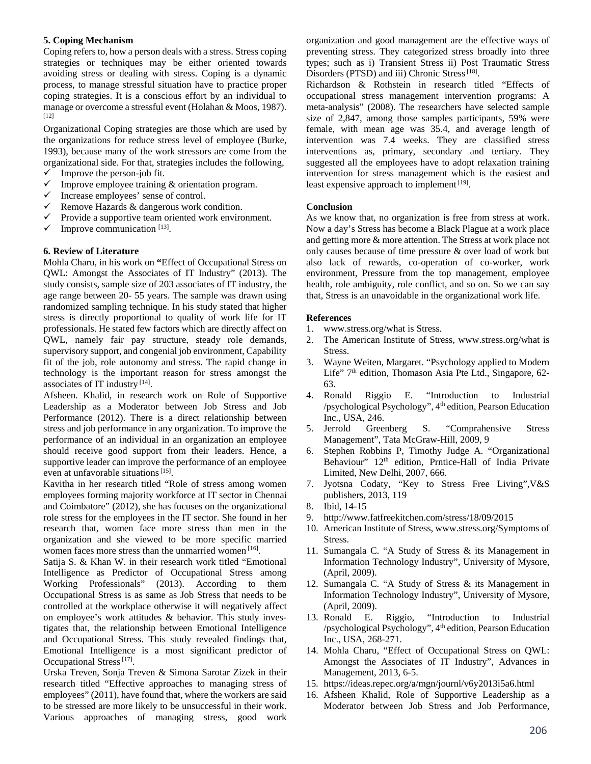## 5. Coping Mechanism

Coping refers to, how a person deals with a stress. Stress coping strategies or techniques may be either oriented towards avoiding stress or dealing with stress. Coping is a dynamic process, to manage stressful situation have to practice proper coping strategies. It is a conscious effort by an individual to manage or overcome a stressful event (Holahan & Moos, 1987). [12]

Organizational Coping strategies are those which are used by the organizations for reduce stress level of employee (Burke, 1993), because many of the work stressors are come from the organizational side. For that, strategies includes the following,

- ✓ Improve the person-job fit.
- ✓ Improve employee training & orientation program.
- ✓ Increase employees' sense of control.
- ✓ Remove Hazards & dangerous work condition.
- ✓ Provide a supportive team oriented work environment.
- ✓ Improve communication [13].

## 6. Review of Literature

Mohla Charu, in his work on **"**Effect of Occupational Stress on QWL: Amongst the Associates of IT Industry" (2013). The study consists, sample size of 203 associates of IT industry, the age range between 20- 55 years. The sample was drawn using randomized sampling technique. In his study stated that higher stress is directly proportional to quality of work life for IT professionals. He stated few factors which are directly affect on QWL, namely fair pay structure, steady role demands, supervisory support, and congenial job environment, Capability fit of the job, role autonomy and stress. The rapid change in technology is the important reason for stress amongst the associates of IT industry [14].

Afsheen. Khalid, in research work on Role of Supportive Leadership as a Moderator between Job Stress and Job Performance (2012). There is a direct relationship between stress and job performance in any organization. To improve the performance of an individual in an organization an employee should receive good support from their leaders. Hence, a supportive leader can improve the performance of an employee even at unfavorable situations [15].

Kavitha in her research titled "Role of stress among women employees forming majority workforce at IT sector in Chennai and Coimbatore" (2012), she has focuses on the organizational role stress for the employees in the IT sector. She found in her research that, women face more stress than men in the organization and she viewed to be more specific married women faces more stress than the unmarried women [16].

Satija S. & Khan W. in their research work titled "Emotional Intelligence as Predictor of Occupational Stress among Working Professionals" (2013). According to them Occupational Stress is as same as Job Stress that needs to be controlled at the workplace otherwise it will negatively affect on employee's work attitudes & behavior. This study investigates that, the relationship between Emotional Intelligence and Occupational Stress. This study revealed findings that, Emotional Intelligence is a most significant predictor of Occupational Stress [17].

Urska Treven, Sonja Treven & Simona Sarotar Zizek in their research titled "Effective approaches to managing stress of employees" (2011), have found that, where the workers are said to be stressed are more likely to be unsuccessful in their work. Various approaches of managing stress, good work organization and good management are the effective ways of preventing stress. They categorized stress broadly into three types; such as i) Transient Stress ii) Post Traumatic Stress Disorders (PTSD) and iii) Chronic Stress [18].

Richardson & Rothstein in research titled "Effects of occupational stress management intervention programs: A meta-analysis" (2008). The researchers have selected sample size of 2,847, among those samples participants, 59% were female, with mean age was 35.4, and average length of intervention was 7.4 weeks. They are classified stress interventions as, primary, secondary and tertiary. They suggested all the employees have to adopt relaxation training intervention for stress management which is the easiest and least expensive approach to implement [19].

## Conclusion

As we know that, no organization is free from stress at work. Now a day's Stress has become a Black Plague at a work place and getting more & more attention. The Stress at work place not only causes because of time pressure & over load of work but also lack of rewards, co-operation of co-worker, work environment, Pressure from the top management, employee health, role ambiguity, role conflict, and so on. So we can say that, Stress is an unavoidable in the organizational work life.

## References

1. www.stress.org/what is Stress.
2. The American Institute of Stress, www.stress.org/what is Stress.
3. Wayne Weiten, Margaret. "Psychology applied to Modern Life" 7th edition, Thomason Asia Pte Ltd., Singapore, 62-63.
4. Ronald Riggio E. "Introduction to Industrial /psychological Psychology", 4th edition, Pearson Education Inc., USA, 246.
5. Jerrold Greenberg S. "Comprahensive Stress Management", Tata McGraw-Hill, 2009, 9
6. Stephen Robbins P, Timothy Judge A. "Organizational Behaviour" 12th edition, Prntice-Hall of India Private Limited, New Delhi, 2007, 666.
7. Jyotsna Codaty, "Key to Stress Free Living",V&S publishers, 2013, 119
8. Ibid, 14-15
9. http://www.fatfreekitchen.com/stress/18/09/2015
10. American Institute of Stress, www.stress.org/Symptoms of Stress.
11. Sumangala C. "A Study of Stress & its Management in Information Technology Industry", University of Mysore, (April, 2009).
12. Sumangala C. "A Study of Stress & its Management in Information Technology Industry", University of Mysore, (April, 2009).
13. Ronald E. Riggio, "Introduction to Industrial /psychological Psychology", 4th edition, Pearson Education Inc., USA, 268-271.
14. Mohla Charu, "Effect of Occupational Stress on QWL: Amongst the Associates of IT Industry", Advances in Management, 2013, 6-5.
15. https://ideas.repec.org/a/mgn/journl/v6y2013i5a6.html
16. Afsheen Khalid, Role of Supportive Leadership as a Moderator between Job Stress and Job Performance,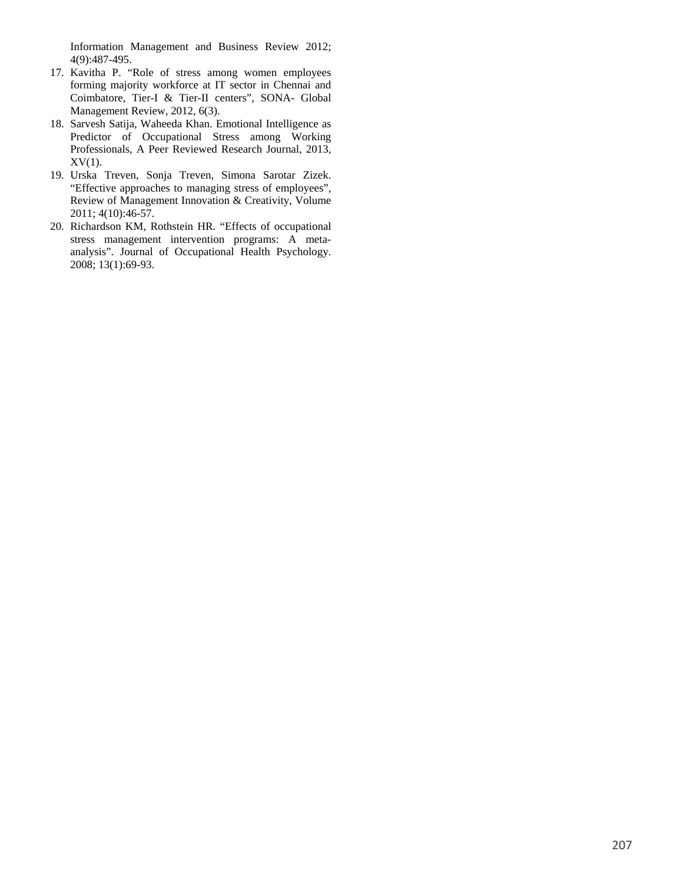Information Management and Business Review 2012; 4(9):487-495.

17. Kavitha P. "Role of stress among women employees forming majority workforce at IT sector in Chennai and Coimbatore, Tier-I & Tier-II centers", SONA- Global Management Review, 2012, 6(3).
18. Sarvesh Satija, Waheeda Khan. Emotional Intelligence as Predictor of Occupational Stress among Working Professionals, A Peer Reviewed Research Journal, 2013, XV(1).
19. Urska Treven, Sonja Treven, Simona Sarotar Zizek. "Effective approaches to managing stress of employees", Review of Management Innovation & Creativity, Volume 2011; 4(10):46-57.
20. Richardson KM, Rothstein HR. "Effects of occupational stress management intervention programs: A meta-analysis". Journal of Occupational Health Psychology. 2008; 13(1):69-93.